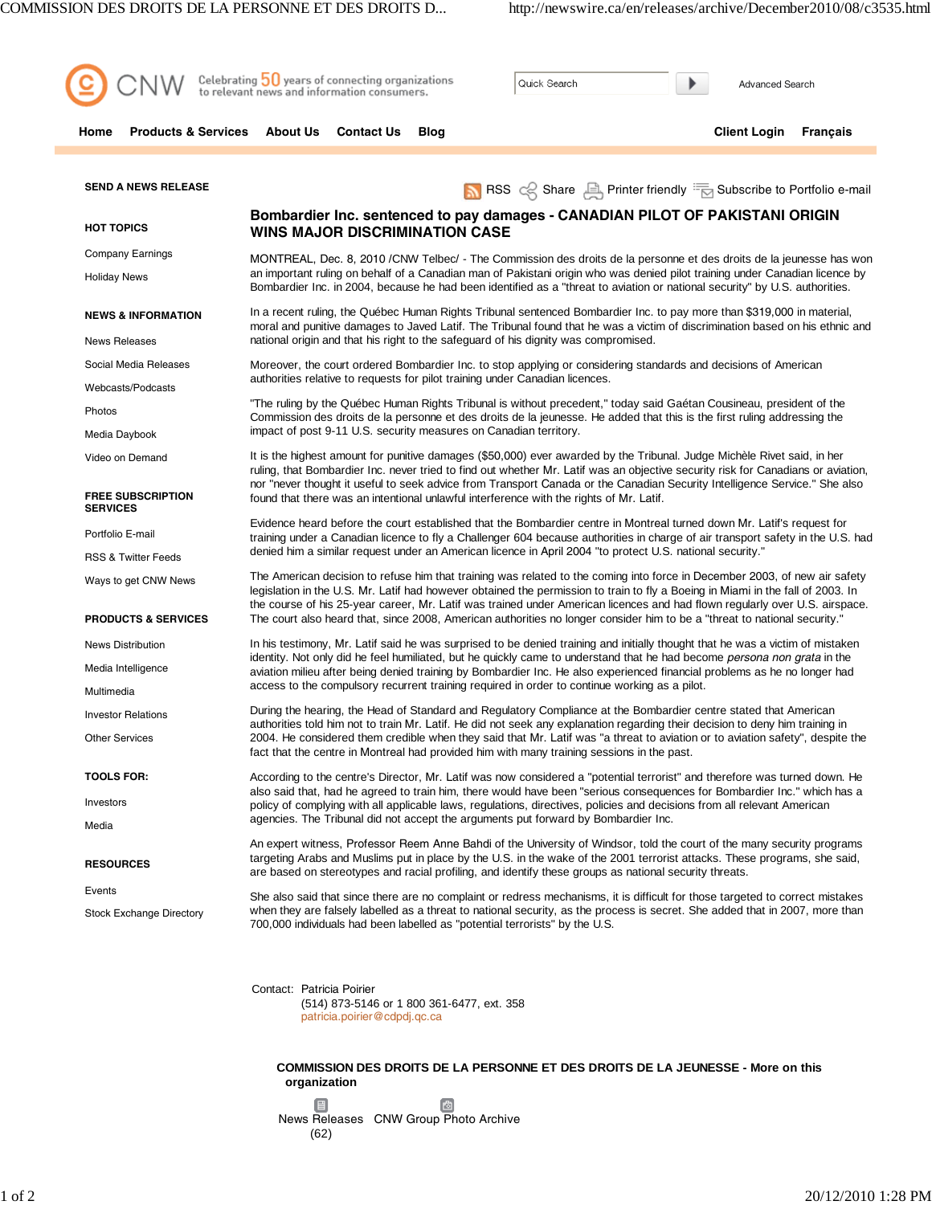# Bombardier Inc. sentenced to pay damages - CANADIAN PILOT OF PAKISTANI ORIGIN WINS MAJOR DISCRIMINATION CASE

MONTREAL, Dec. 8, 2010 /CNW Telbec/ - The Commission des droits de la personne et des droits de la jeunesse has won an important ruling on behalf of a Canadian man of Pakistani origin who was denied pilot training under Canadian licence by Bombardier Inc. in 2004, because he had been identified as a "threat to aviation or national security" by U.S. authorities.

In a recent ruling, the Québec Human Rights Tribunal sentenced Bombardier Inc. to pay more than $319,000 in material, moral and punitive damages to Javed Latif. The Tribunal found that he was a victim of discrimination based on his ethnic and national origin and that his right to the safeguard of his dignity was compromised.

Moreover, the court ordered Bombardier Inc. to stop applying or considering standards and decisions of American authorities relative to requests for pilot training under Canadian licences.

"The ruling by the Québec Human Rights Tribunal is without precedent," today said Gaétan Cousineau, president of the Commission des droits de la personne et des droits de la jeunesse. He added that this is the first ruling addressing the impact of post 9-11 U.S. security measures on Canadian territory.

It is the highest amount for punitive damages ($50,000) ever awarded by the Tribunal. Judge Michèle Rivet said, in her ruling, that Bombardier Inc. never tried to find out whether Mr. Latif was an objective security risk for Canadians or aviation, nor "never thought it useful to seek advice from Transport Canada or the Canadian Security Intelligence Service." She also found that there was an intentional unlawful interference with the rights of Mr. Latif.

Evidence heard before the court established that the Bombardier centre in Montreal turned down Mr. Latif's request for training under a Canadian licence to fly a Challenger 604 because authorities in charge of air transport safety in the U.S. had denied him a similar request under an American licence in April 2004 "to protect U.S. national security."

The American decision to refuse him that training was related to the coming into force in December 2003, of new air safety legislation in the U.S. Mr. Latif had however obtained the permission to train to fly a Boeing in Miami in the fall of 2003. In the course of his 25-year career, Mr. Latif was trained under American licences and had flown regularly over U.S. airspace. The court also heard that, since 2008, American authorities no longer consider him to be a "threat to national security."

In his testimony, Mr. Latif said he was surprised to be denied training and initially thought that he was a victim of mistaken identity. Not only did he feel humiliated, but he quickly came to understand that he had become *persona non grata* in the aviation milieu after being denied training by Bombardier Inc. He also experienced financial problems as he no longer had access to the compulsory recurrent training required in order to continue working as a pilot.

During the hearing, the Head of Standard and Regulatory Compliance at the Bombardier centre stated that American authorities told him not to train Mr. Latif. He did not seek any explanation regarding their decision to deny him training in 2004. He considered them credible when they said that Mr. Latif was "a threat to aviation or to aviation safety", despite the fact that the centre in Montreal had provided him with many training sessions in the past.

According to the centre's Director, Mr. Latif was now considered a "potential terrorist" and therefore was turned down. He also said that, had he agreed to train him, there would have been "serious consequences for Bombardier Inc." which has a policy of complying with all applicable laws, regulations, directives, policies and decisions from all relevant American agencies. The Tribunal did not accept the arguments put forward by Bombardier Inc.

An expert witness, Professor Reem Anne Bahdi of the University of Windsor, told the court of the many security programs targeting Arabs and Muslims put in place by the U.S. in the wake of the 2001 terrorist attacks. These programs, she said, are based on stereotypes and racial profiling, and identify these groups as national security threats.

She also said that since there are no complaint or redress mechanisms, it is difficult for those targeted to correct mistakes when they are falsely labelled as a threat to national security, as the process is secret. She added that in 2007, more than 700,000 individuals had been labelled as "potential terrorists" by the U.S.

Contact: Patricia Poirier
(514) 873-5146 or 1 800 361-6477, ext. 358
patricia.poirier@cdpdj.qc.ca

**COMMISSION DES DROITS DE LA PERSONNE ET DES DROITS DE LA JEUNESSE - More on this organization**

News Releases (62) CNW Group Photo Archive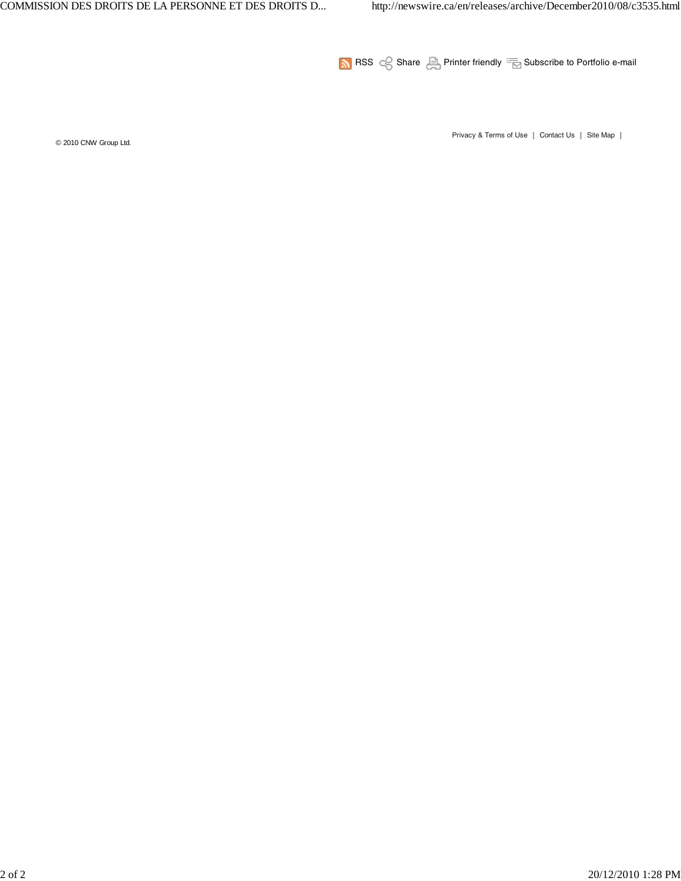RSS Share Printer friendly Subscribe to Portfolio e-mail

© 2010 CNW Group Ltd.

Privacy & Terms of Use | Contact Us | Site Map |